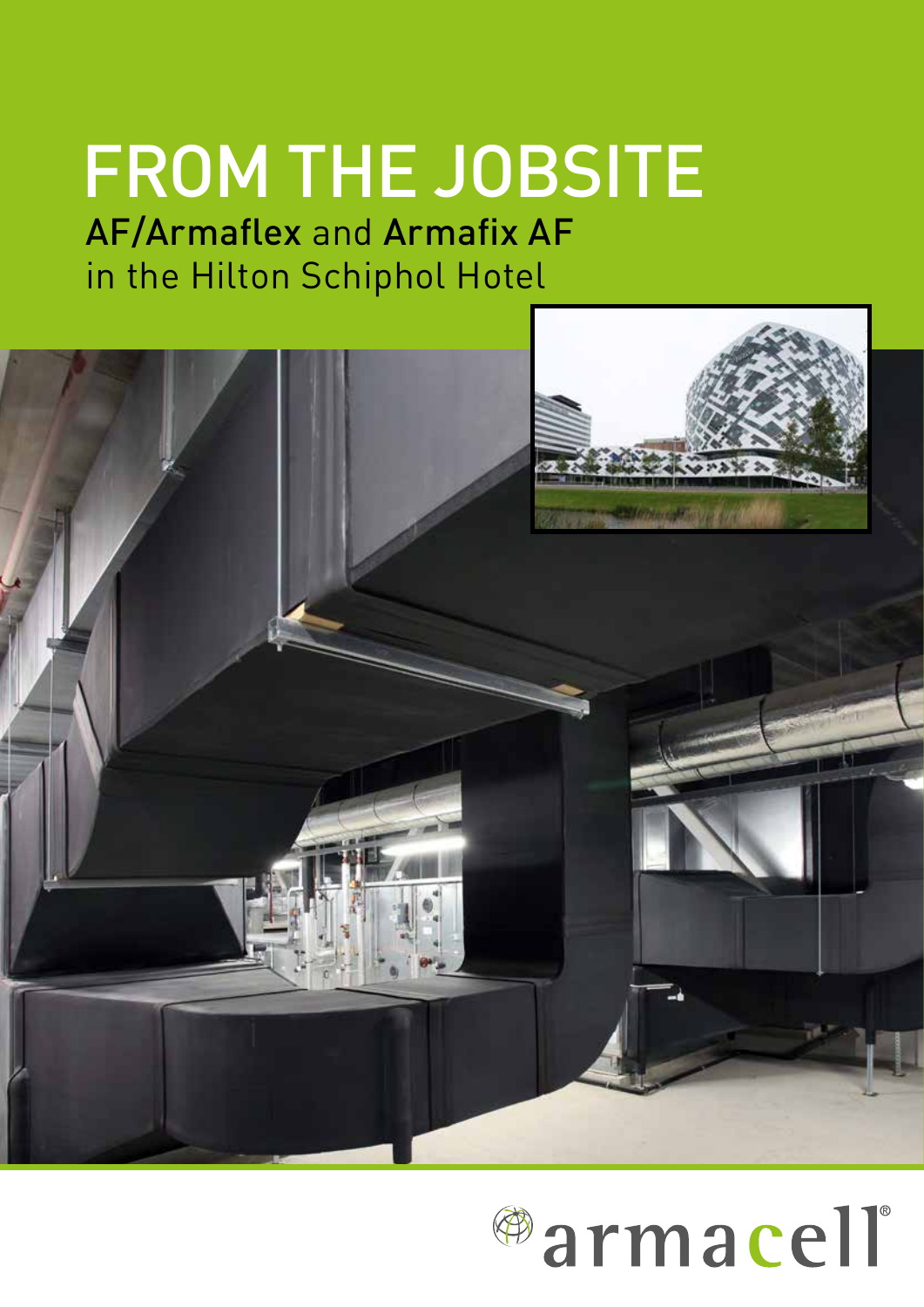# FROM THE JOBSITE

## AF/Armaflex and Armafix AF in the Hilton Schiphol Hotel

armacell®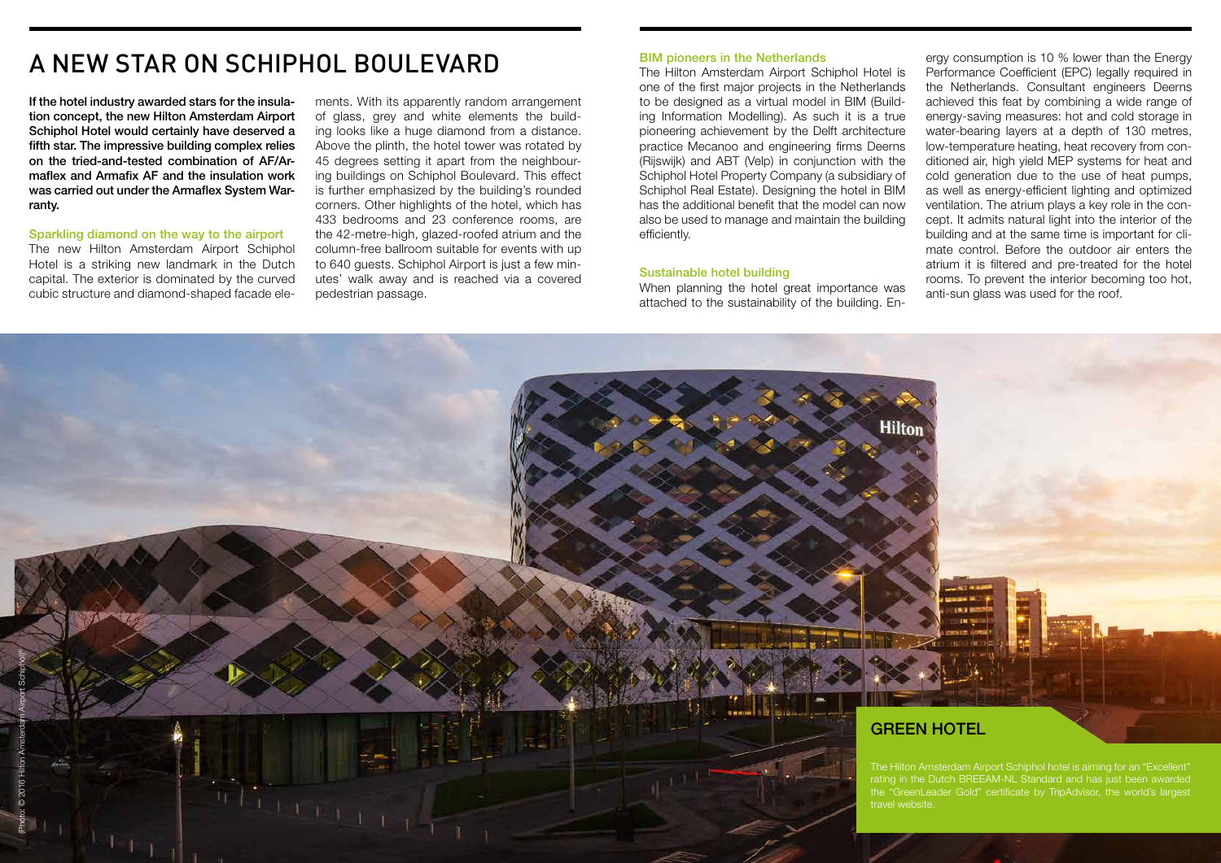# A NEW STAR ON SCHIPHOL BOULEVARD

**If the hotel industry awarded stars for the insulation concept, the new Hilton Amsterdam Airport Schiphol Hotel would certainly have deserved a fifth star. The impressive building complex relies on the tried-and-tested combination of AF/Armaflex and Armafix AF and the insulation work was carried out under the Armaflex System Warranty.**

## Sparkling diamond on the way to the airport

The new Hilton Amsterdam Airport Schiphol Hotel is a striking new landmark in the Dutch capital. The exterior is dominated by the curved cubic structure and diamond-shaped facade elements. With its apparently random arrangement of glass, grey and white elements the building looks like a huge diamond from a distance. Above the plinth, the hotel tower was rotated by 45 degrees setting it apart from the neighbouring buildings on Schiphol Boulevard. This effect is further emphasized by the building's rounded corners. Other highlights of the hotel, which has 433 bedrooms and 23 conference rooms, are the 42-metre-high, glazed-roofed atrium and the column-free ballroom suitable for events with up to 640 guests. Schiphol Airport is just a few minutes' walk away and is reached via a covered pedestrian passage.

## BIM pioneers in the Netherlands

The Hilton Amsterdam Airport Schiphol Hotel is one of the first major projects in the Netherlands to be designed as a virtual model in BIM (Building Information Modelling). As such it is a true pioneering achievement by the Delft architecture practice Mecanoo and engineering firms Deerns (Rijswijk) and ABT (Velp) in conjunction with the Schiphol Hotel Property Company (a subsidiary of Schiphol Real Estate). Designing the hotel in BIM has the additional benefit that the model can now also be used to manage and maintain the building efficiently.

## Sustainable hotel building

When planning the hotel great importance was attached to the sustainability of the building. Energy consumption is 10 % lower than the Energy Performance Coefficient (EPC) legally required in the Netherlands. Consultant engineers Deerns achieved this feat by combining a wide range of energy-saving measures: hot and cold storage in water-bearing layers at a depth of 130 metres, low-temperature heating, heat recovery from conditioned air, high yield MEP systems for heat and cold generation due to the use of heat pumps, as well as energy-efficient lighting and optimized ventilation. The atrium plays a key role in the concept. It admits natural light into the interior of the building and at the same time is important for climate control. Before the outdoor air enters the atrium it is filtered and pre-treated for the hotel rooms. To prevent the interior becoming too hot, anti-sun glass was used for the roof.

## GREEN HOTEL

The Hilton Amsterdam Airport Schiphol hotel is aiming for an "Excellent" rating in the Dutch BREEAM-NL Standard and has just been awarded the "GreenLeader Gold" certificate by TripAdvisor, the world's largest travel website.

(Photo: © 2016 Hilton Amsterdam Airport Schiphol)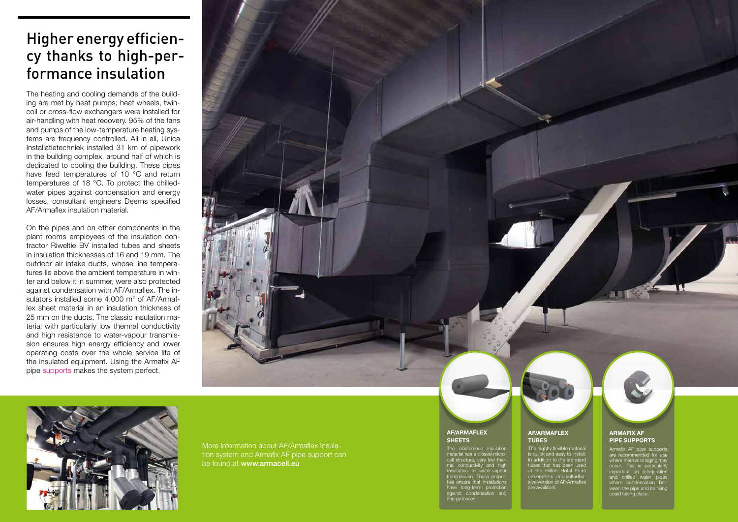## Higher energy efficiency thanks to high-performance insulation

The heating and cooling demands of the building are met by heat pumps; heat wheels, twin-coil or cross-flow exchangers were installed for air-handling with heat recovery. 95% of the fans and pumps of the low-temperature heating systems are frequency controlled. All in all, Unica Installatietechniek installed 31 km of pipework in the building complex, around half of which is dedicated to cooling the building. These pipes have feed temperatures of 10 °C and return temperatures of 18 °C. To protect the chilled-water pipes against condensation and energy losses, consultant engineers Deerns specified AF/Armaflex insulation material.

On the pipes and on other components in the plant rooms employees of the insulation contractor Riweltie BV installed tubes and sheets in insulation thicknesses of 16 and 19 mm. The outdoor air intake ducts, whose line temperatures lie above the ambient temperature in winter and below it in summer, were also protected against condensation with AF/Armaflex. The insulators installed some 4,000 m² of AF/Armaflex sheet material in an insulation thickness of 25 mm on the ducts. The classic insulation material with particularly low thermal conductivity and high resistance to water-vapour transmission ensures high energy efficiency and lower operating costs over the whole service life of the insulated equipment. Using the Armafix AF pipe supports makes the system perfect.

More Information about AF/Armaflex Insulation system and Armafix AF pipe support can be found at **www.armacell.eu**

**AF/ARMAFLEX SHEETS**

The elastomeric insulation material has a closed-micro-cell structure, very low thermal conductivity and high resistance to water-vapour transmission. These properties ensure that installations have long-term protection against condensation and energy losses.

**AF/ARMAFLEX TUBES**

The hightly flexible material is quick and easy to install. In addition to the standard tubes that has been used at the Hilton Hotel there are endless- and selfadhesive version of AF/Armaflex are availabel.

**ARMAFIX AF PIPE SUPPORTS**

Armafix AF pipe supports are recommended for use where thermal bridging may occur. This is particularly important on refrigeration and chilled water pipes where condensation between the pipe and its fixing could taking place.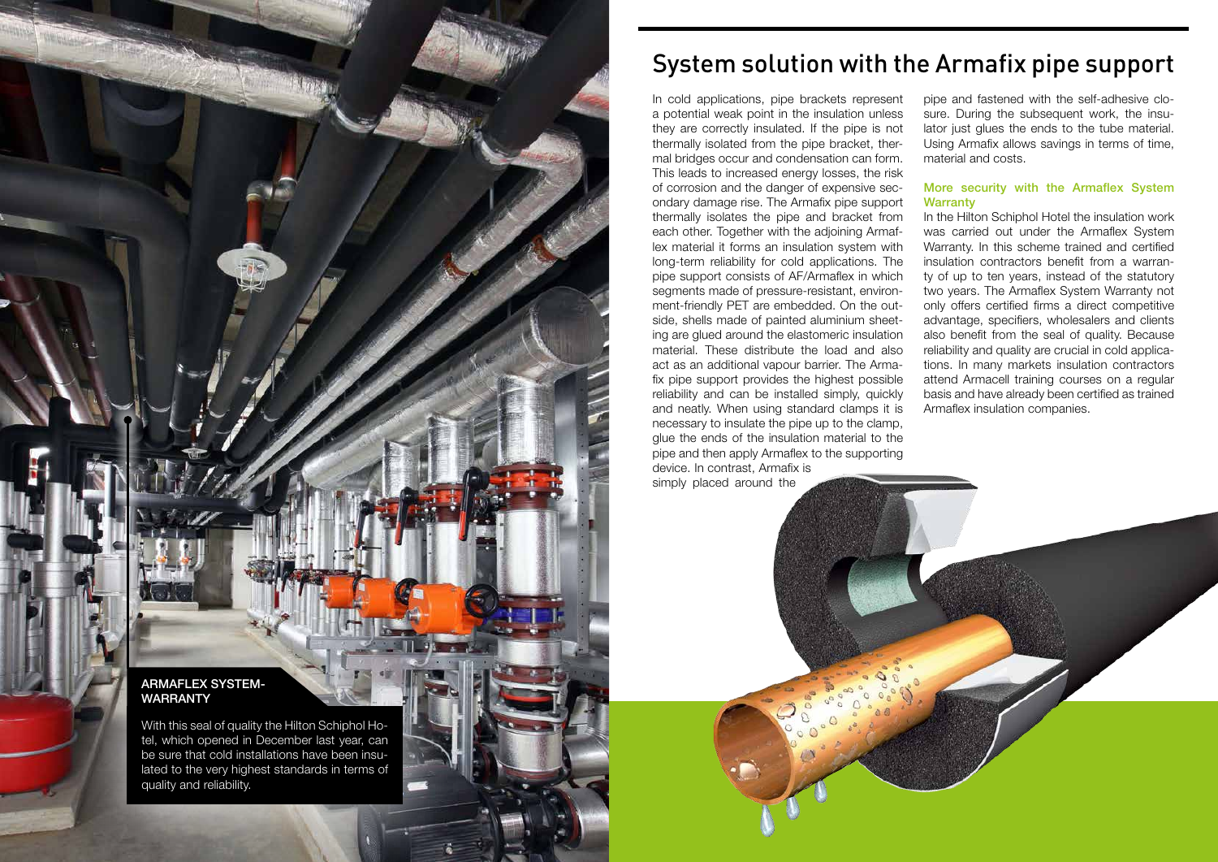# System solution with the Armafix pipe support

In cold applications, pipe brackets represent a potential weak point in the insulation unless they are correctly insulated. If the pipe is not thermally isolated from the pipe bracket, thermal bridges occur and condensation can form. This leads to increased energy losses, the risk of corrosion and the danger of expensive secondary damage rise. The Armafix pipe support thermally isolates the pipe and bracket from each other. Together with the adjoining Armaflex material it forms an insulation system with long-term reliability for cold applications. The pipe support consists of AF/Armaflex in which segments made of pressure-resistant, environment-friendly PET are embedded. On the outside, shells made of painted aluminium sheeting are glued around the elastomeric insulation material. These distribute the load and also act as an additional vapour barrier. The Armafix pipe support provides the highest possible reliability and can be installed simply, quickly and neatly. When using standard clamps it is necessary to insulate the pipe up to the clamp, glue the ends of the insulation material to the pipe and then apply Armaflex to the supporting device. In contrast, Armafix is simply placed around the pipe and fastened with the self-adhesive closure. During the subsequent work, the insulator just glues the ends to the tube material. Using Armafix allows savings in terms of time, material and costs.

### More security with the Armaflex System Warranty

In the Hilton Schiphol Hotel the insulation work was carried out under the Armaflex System Warranty. In this scheme trained and certified insulation contractors benefit from a warranty of up to ten years, instead of the statutory two years. The Armaflex System Warranty not only offers certified firms a direct competitive advantage, specifiers, wholesalers and clients also benefit from the seal of quality. Because reliability and quality are crucial in cold applications. In many markets insulation contractors attend Armacell training courses on a regular basis and have already been certified as trained Armaflex insulation companies.

**ARMAFLEX SYSTEM-WARRANTY**

With this seal of quality the Hilton Schiphol Hotel, which opened in December last year, can be sure that cold installations have been insulated to the very highest standards in terms of quality and reliability.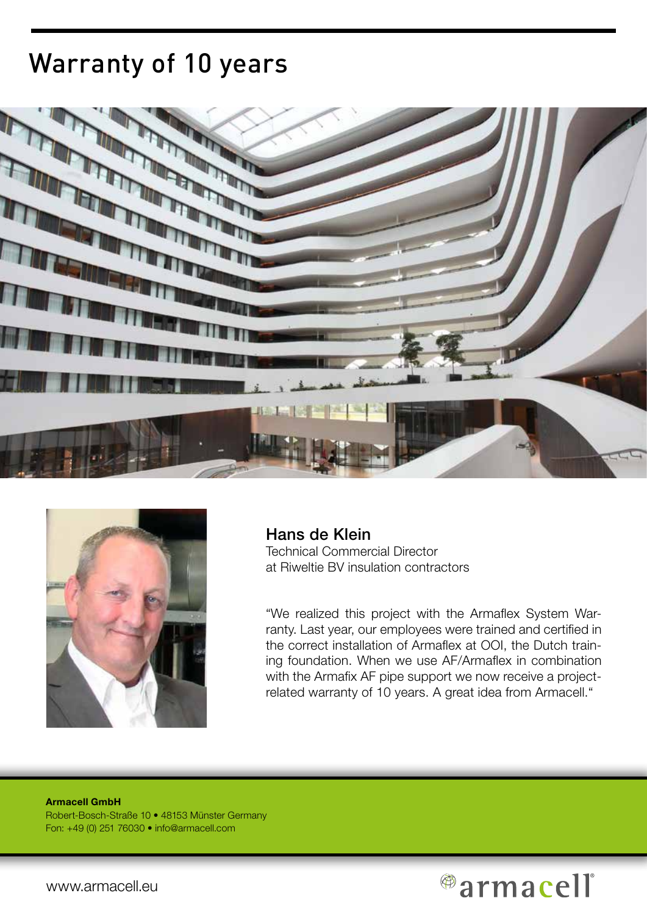# Warranty of 10 years

## Hans de Klein

Technical Commercial Director
at Riweltie BV insulation contractors

"We realized this project with the Armaflex System Warranty. Last year, our employees were trained and certified in the correct installation of Armaflex at OOI, the Dutch training foundation. When we use AF/Armaflex in combination with the Armafix AF pipe support we now receive a project-related warranty of 10 years. A great idea from Armacell."

**Armacell GmbH**
Robert-Bosch-Straße 10 • 48153 Münster Germany
Fon: +49 (0) 251 76030 • info@armacell.com

www.armacell.eu

armacell®